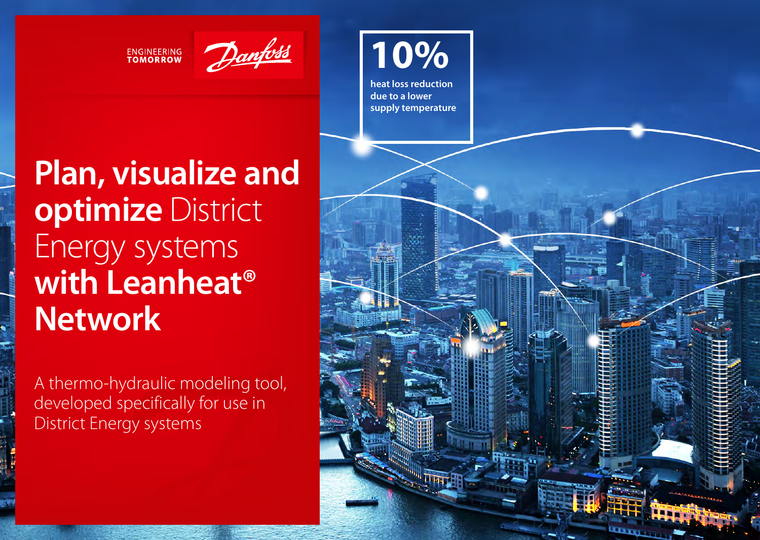ENGINEERING
TOMORROW

Danfoss

# **Plan, visualize and optimize** District Energy systems **with Leanheat® Network**

A thermo-hydraulic modeling tool, developed specifically for use in District Energy systems

**10%**

heat loss reduction due to a lower supply temperature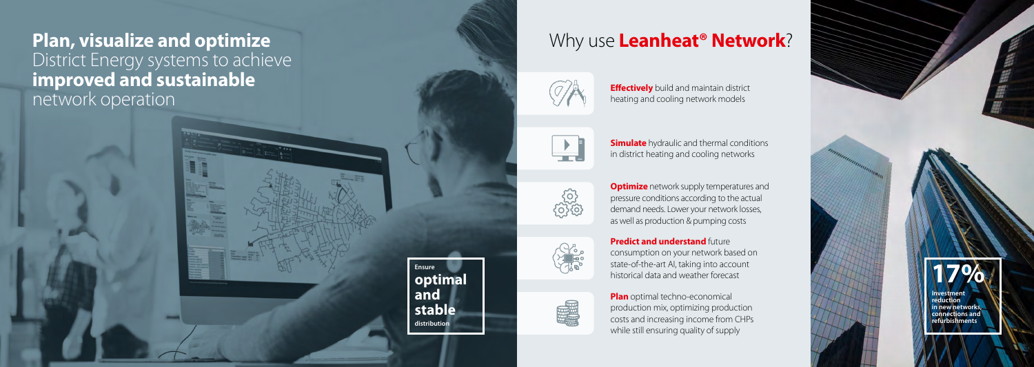# **Plan, visualize and optimize** District Energy systems to achieve **improved and sustainable** network operation

Ensure **optimal and stable** distribution

## Why use **Leanheat® Network**?

**Effectively** build and maintain district heating and cooling network models

**Simulate** hydraulic and thermal conditions in district heating and cooling networks

**Optimize** network supply temperatures and pressure conditions according to the actual demand needs. Lower your network losses, as well as production & pumping costs

**Predict and understand** future consumption on your network based on state-of-the-art AI, taking into account historical data and weather forecast

**Plan** optimal techno-economical production mix, optimizing production costs and increasing income from CHPs while still ensuring quality of supply

**17%**
Investment reduction in new networks, connections and refurbishments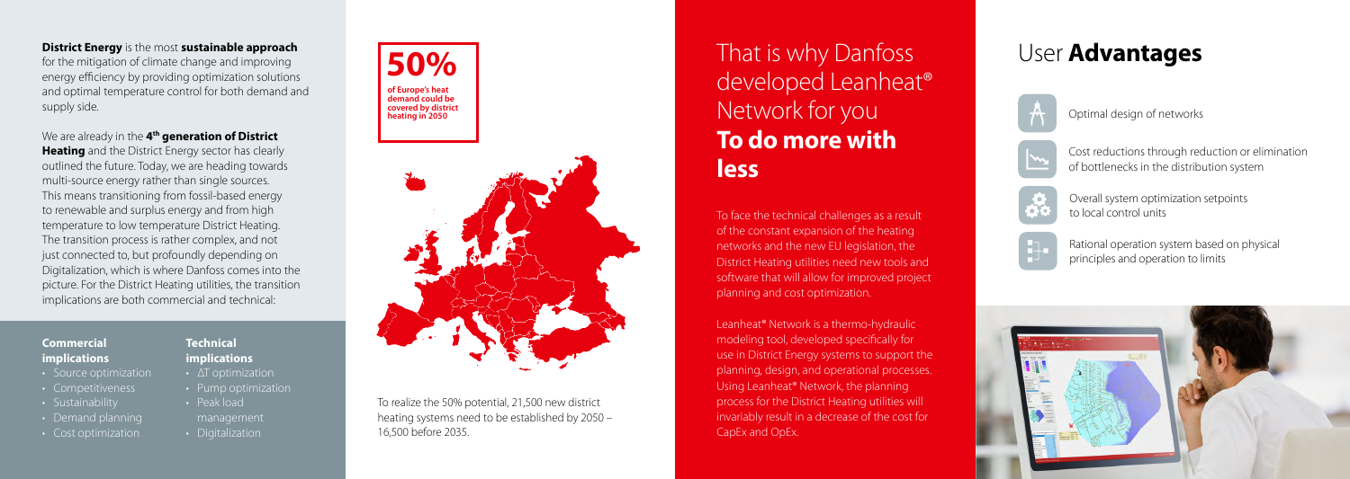**District Energy** is the most **sustainable approach** for the mitigation of climate change and improving energy efficiency by providing optimization solutions and optimal temperature control for both demand and supply side.

We are already in the **4th generation of District Heating** and the District Energy sector has clearly outlined the future. Today, we are heading towards multi-source energy rather than single sources. This means transitioning from fossil-based energy to renewable and surplus energy and from high temperature to low temperature District Heating. The transition process is rather complex, and not just connected to, but profoundly depending on Digitalization, which is where Danfoss comes into the picture. For the District Heating utilities, the transition implications are both commercial and technical:

**Commercial implications**

- Source optimization
- Competitiveness
- Sustainability
- Demand planning
- Cost optimization

**Technical implications**

- ΔT optimization
- Pump optimization
- Peak load management
- Digitalization

**50%**

**of Europe's heat demand could be covered by district heating in 2050**

To realize the 50% potential, 21,500 new district heating systems need to be established by 2050 – 16,500 before 2035.

## That is why Danfoss developed Leanheat® Network for you **To do more with less**

To face the technical challenges as a result of the constant expansion of the heating networks and the new EU legislation, the District Heating utilities need new tools and software that will allow for improved project planning and cost optimization.

Leanheat® Network is a thermo-hydraulic modeling tool, developed specifically for use in District Energy systems to support the planning, design, and operational processes. Using Leanheat® Network, the planning process for the District Heating utilities will invariably result in a decrease of the cost for CapEx and OpEx.

## User **Advantages**

- Optimal design of networks
- Cost reductions through reduction or elimination of bottlenecks in the distribution system
- Overall system optimization setpoints to local control units
- Rational operation system based on physical principles and operation to limits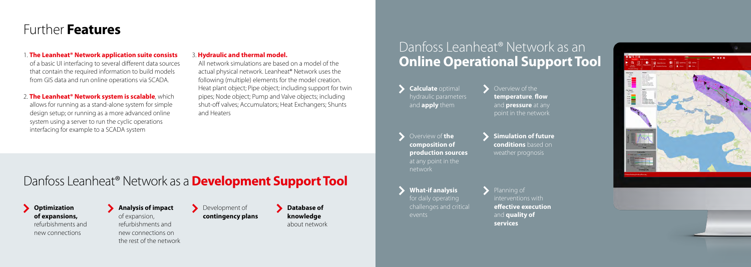# Further **Features**

1. **The Leanheat® Network application suite consists** of a basic UI interfacing to several different data sources that contain the required information to build models from GIS data and run online operations via SCADA.

2. **The Leanheat® Network system is scalable**, which allows for running as a stand-alone system for simple design setup; or running as a more advanced online system using a server to run the cyclic operations interfacing for example to a SCADA system

3. **Hydraulic and thermal model.**
   All network simulations are based on a model of the actual physical network. Leanheat® Network uses the following (multiple) elements for the model creation. Heat plant object; Pipe object; including support for twin pipes; Node object; Pump and Valve objects; including shut-off valves; Accumulators; Heat Exchangers; Shunts and Heaters

## Danfoss Leanheat® Network as a **Development Support Tool**

- **Optimization of expansions,** refurbishments and new connections
- **Analysis of impact** of expansion, refurbishments and new connections on the rest of the network
- Development of **contingency plans**
- **Database of knowledge** about network

## Danfoss Leanheat® Network as an **Online Operational Support Tool**

- **Calculate** optimal hydraulic parameters and **apply** them
- Overview of the **temperature**, **flow** and **pressure** at any point in the network
- Overview of **the composition of production sources** at any point in the network
- **Simulation of future conditions** based on weather prognosis
- **What-if analysis** for daily operating challenges and critical events
- Planning of interventions with **effective execution** and **quality of services**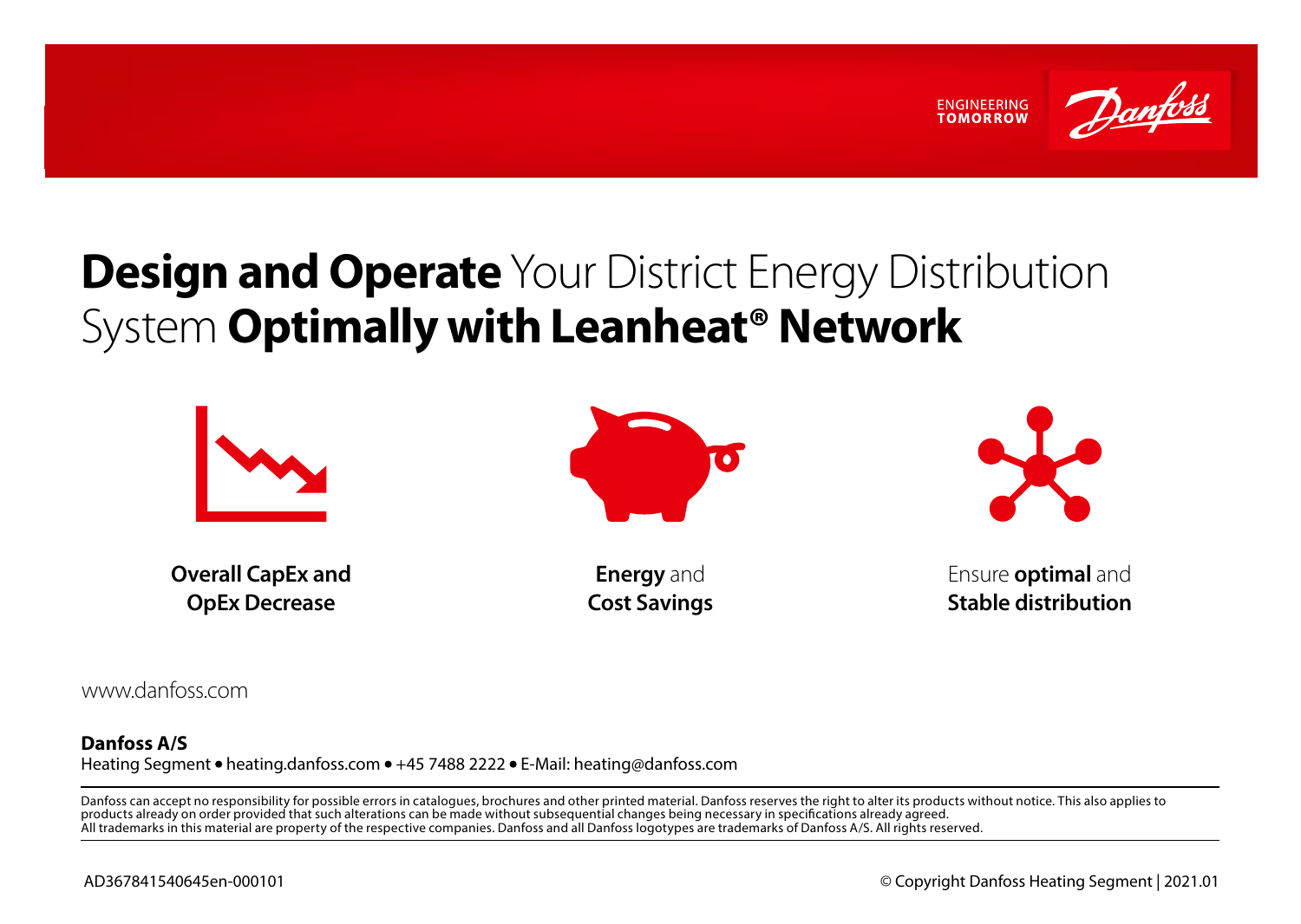ENGINEERING TOMORROW

# **Design and Operate** Your District Energy Distribution System **Optimally with Leanheat® Network**

**Overall CapEx and OpEx Decrease**

**Energy** and **Cost Savings**

Ensure **optimal** and **Stable distribution**

www.danfoss.com

**Danfoss A/S**
Heating Segment • heating.danfoss.com • +45 7488 2222 • E-Mail: heating@danfoss.com

Danfoss can accept no responsibility for possible errors in catalogues, brochures and other printed material. Danfoss reserves the right to alter its products without notice. This also applies to products already on order provided that such alterations can be made without subsequential changes being necessary in specifications already agreed.
All trademarks in this material are property of the respective companies. Danfoss and all Danfoss logotypes are trademarks of Danfoss A/S. All rights reserved.

AD367841540645en-000101

© Copyright Danfoss Heating Segment | 2021.01